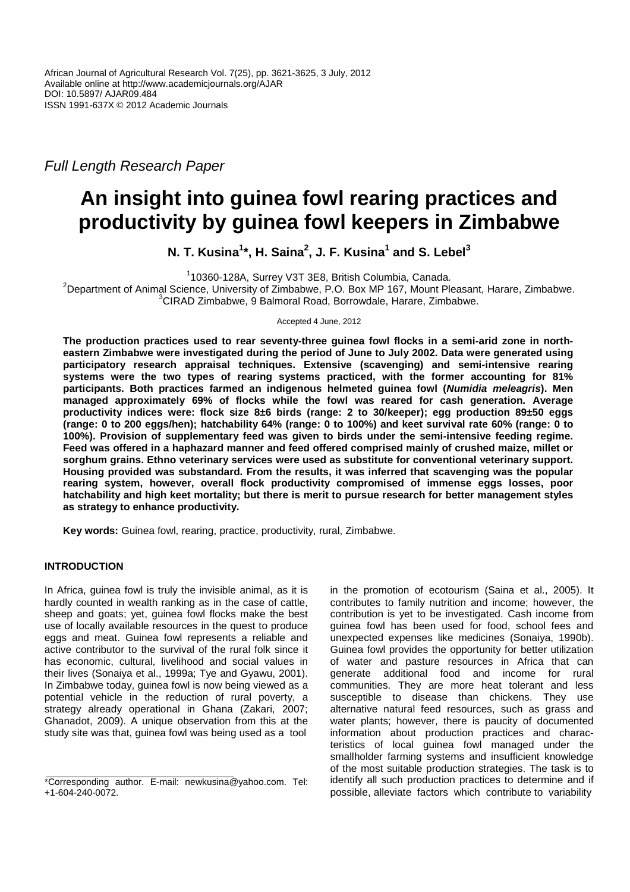African Journal of Agricultural Research Vol. 7(25), pp. 3621-3625, 3 July, 2012
Available online at http://www.academicjournals.org/AJAR
DOI: 10.5897/ AJAR09.484
ISSN 1991-637X © 2012 Academic Journals

*Full Length Research Paper*

# An insight into guinea fowl rearing practices and productivity by guinea fowl keepers in Zimbabwe

**N. T. Kusina[1]*, H. Saina[2], J. F. Kusina[1] and S. Lebel[3]**

[1]10360-128A, Surrey V3T 3E8, British Columbia, Canada.
[2]Department of Animal Science, University of Zimbabwe, P.O. Box MP 167, Mount Pleasant, Harare, Zimbabwe.
[3]CIRAD Zimbabwe, 9 Balmoral Road, Borrowdale, Harare, Zimbabwe.

Accepted 4 June, 2012

**The production practices used to rear seventy-three guinea fowl flocks in a semi-arid zone in north-eastern Zimbabwe were investigated during the period of June to July 2002. Data were generated using participatory research appraisal techniques. Extensive (scavenging) and semi-intensive rearing systems were the two types of rearing systems practiced, with the former accounting for 81% participants. Both practices farmed an indigenous helmeted guinea fowl (*Numidia meleagris*). Men managed approximately 69% of flocks while the fowl was reared for cash generation. Average productivity indices were: flock size 8±6 birds (range: 2 to 30/keeper); egg production 89±50 eggs (range: 0 to 200 eggs/hen); hatchability 64% (range: 0 to 100%) and keet survival rate 60% (range: 0 to 100%). Provision of supplementary feed was given to birds under the semi-intensive feeding regime. Feed was offered in a haphazard manner and feed offered comprised mainly of crushed maize, millet or sorghum grains. Ethno veterinary services were used as substitute for conventional veterinary support. Housing provided was substandard. From the results, it was inferred that scavenging was the popular rearing system, however, overall flock productivity compromised of immense eggs losses, poor hatchability and high keet mortality; but there is merit to pursue research for better management styles as strategy to enhance productivity.**

**Key words:** Guinea fowl, rearing, practice, productivity, rural, Zimbabwe.

## INTRODUCTION

In Africa, guinea fowl is truly the invisible animal, as it is hardly counted in wealth ranking as in the case of cattle, sheep and goats; yet, guinea fowl flocks make the best use of locally available resources in the quest to produce eggs and meat. Guinea fowl represents a reliable and active contributor to the survival of the rural folk since it has economic, cultural, livelihood and social values in their lives (Sonaiya et al., 1999a; Tye and Gyawu, 2001). In Zimbabwe today, guinea fowl is now being viewed as a potential vehicle in the reduction of rural poverty, a strategy already operational in Ghana (Zakari, 2007; Ghanadot, 2009). A unique observation from this at the study site was that, guinea fowl was being used as a tool in the promotion of ecotourism (Saina et al., 2005). It contributes to family nutrition and income; however, the contribution is yet to be investigated. Cash income from guinea fowl has been used for food, school fees and unexpected expenses like medicines (Sonaiya, 1990b). Guinea fowl provides the opportunity for better utilization of water and pasture resources in Africa that can generate additional food and income for rural communities. They are more heat tolerant and less susceptible to disease than chickens. They use alternative natural feed resources, such as grass and water plants; however, there is paucity of documented information about production practices and characteristics of local guinea fowl managed under the smallholder farming systems and insufficient knowledge of the most suitable production strategies. The task is to identify all such production practices to determine and if possible, alleviate factors which contribute to variability

*Corresponding author. E-mail: newkusina@yahoo.com. Tel: +1-604-240-0072.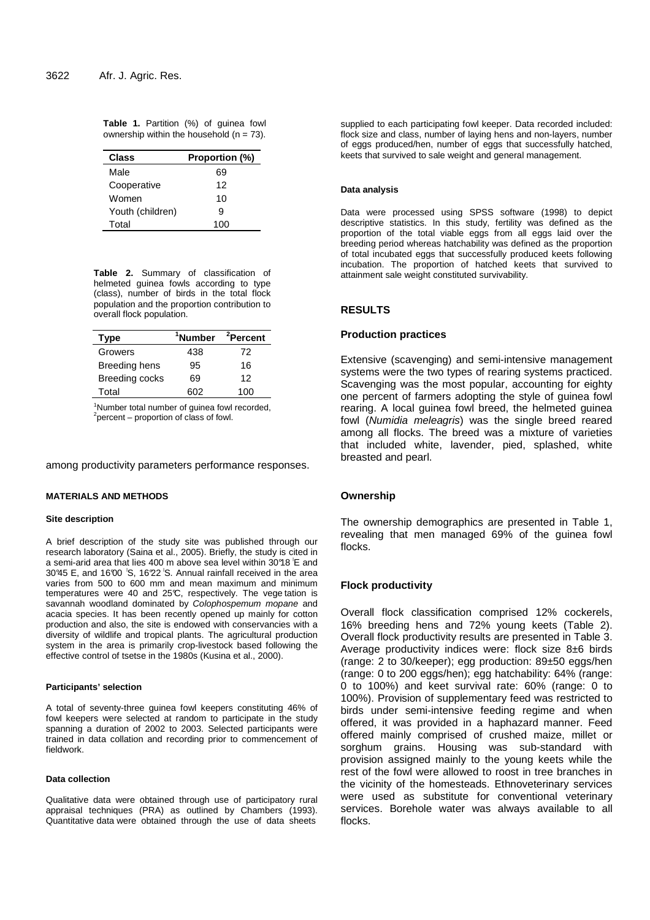**Table 1.** Partition (%) of guinea fowl ownership within the household (n = 73).

| Class | Proportion (%) |
|---|---|
| Male | 69 |
| Cooperative | 12 |
| Women | 10 |
| Youth (children) | 9 |
| Total | 100 |

**Table 2.** Summary of classification of helmeted guinea fowls according to type (class), number of birds in the total flock population and the proportion contribution to overall flock population.

| Type | [1]Number | [2]Percent |
|---|---|---|
| Growers | 438 | 72 |
| Breeding hens | 95 | 16 |
| Breeding cocks | 69 | 12 |
| Total | 602 | 100 |

[1]Number total number of guinea fowl recorded, [2]percent – proportion of class of fowl.

among productivity parameters performance responses.

## MATERIALS AND METHODS

### Site description

A brief description of the study site was published through our research laboratory (Saina et al., 2005). Briefly, the study is cited in a semi-arid area that lies 400 m above sea level within 30°18 'E and 30°45 E, and 16°00 'S, 16°22 'S. Annual rainfall received in the area varies from 500 to 600 mm and mean maximum and minimum temperatures were 40 and 25°C, respectively. The vegetation is savannah woodland dominated by *Colophospemum mopane* and acacia species. It has been recently opened up mainly for cotton production and also, the site is endowed with conservancies with a diversity of wildlife and tropical plants. The agricultural production system in the area is primarily crop-livestock based following the effective control of tsetse in the 1980s (Kusina et al., 2000).

### Participants' selection

A total of seventy-three guinea fowl keepers constituting 46% of fowl keepers were selected at random to participate in the study spanning a duration of 2002 to 2003. Selected participants were trained in data collation and recording prior to commencement of fieldwork.

### Data collection

Qualitative data were obtained through use of participatory rural appraisal techniques (PRA) as outlined by Chambers (1993). Quantitative data were obtained through the use of data sheets supplied to each participating fowl keeper. Data recorded included: flock size and class, number of laying hens and non-layers, number of eggs produced/hen, number of eggs that successfully hatched, keets that survived to sale weight and general management.

### Data analysis

Data were processed using SPSS software (1998) to depict descriptive statistics. In this study, fertility was defined as the proportion of the total viable eggs from all eggs laid over the breeding period whereas hatchability was defined as the proportion of total incubated eggs that successfully produced keets following incubation. The proportion of hatched keets that survived to attainment sale weight constituted survivability.

## RESULTS

### Production practices

Extensive (scavenging) and semi-intensive management systems were the two types of rearing systems practiced. Scavenging was the most popular, accounting for eighty one percent of farmers adopting the style of guinea fowl rearing. A local guinea fowl breed, the helmeted guinea fowl (*Numidia meleagris*) was the single breed reared among all flocks. The breed was a mixture of varieties that included white, lavender, pied, splashed, white breasted and pearl.

### Ownership

The ownership demographics are presented in Table 1, revealing that men managed 69% of the guinea fowl flocks.

### Flock productivity

Overall flock classification comprised 12% cockerels, 16% breeding hens and 72% young keets (Table 2). Overall flock productivity results are presented in Table 3. Average productivity indices were: flock size 8±6 birds (range: 2 to 30/keeper); egg production: 89±50 eggs/hen (range: 0 to 200 eggs/hen); egg hatchability: 64% (range: 0 to 100%) and keet survival rate: 60% (range: 0 to 100%). Provision of supplementary feed was restricted to birds under semi-intensive feeding regime and when offered, it was provided in a haphazard manner. Feed offered mainly comprised of crushed maize, millet or sorghum grains. Housing was sub-standard with provision assigned mainly to the young keets while the rest of the fowl were allowed to roost in tree branches in the vicinity of the homesteads. Ethnoveterinary services were used as substitute for conventional veterinary services. Borehole water was always available to all flocks.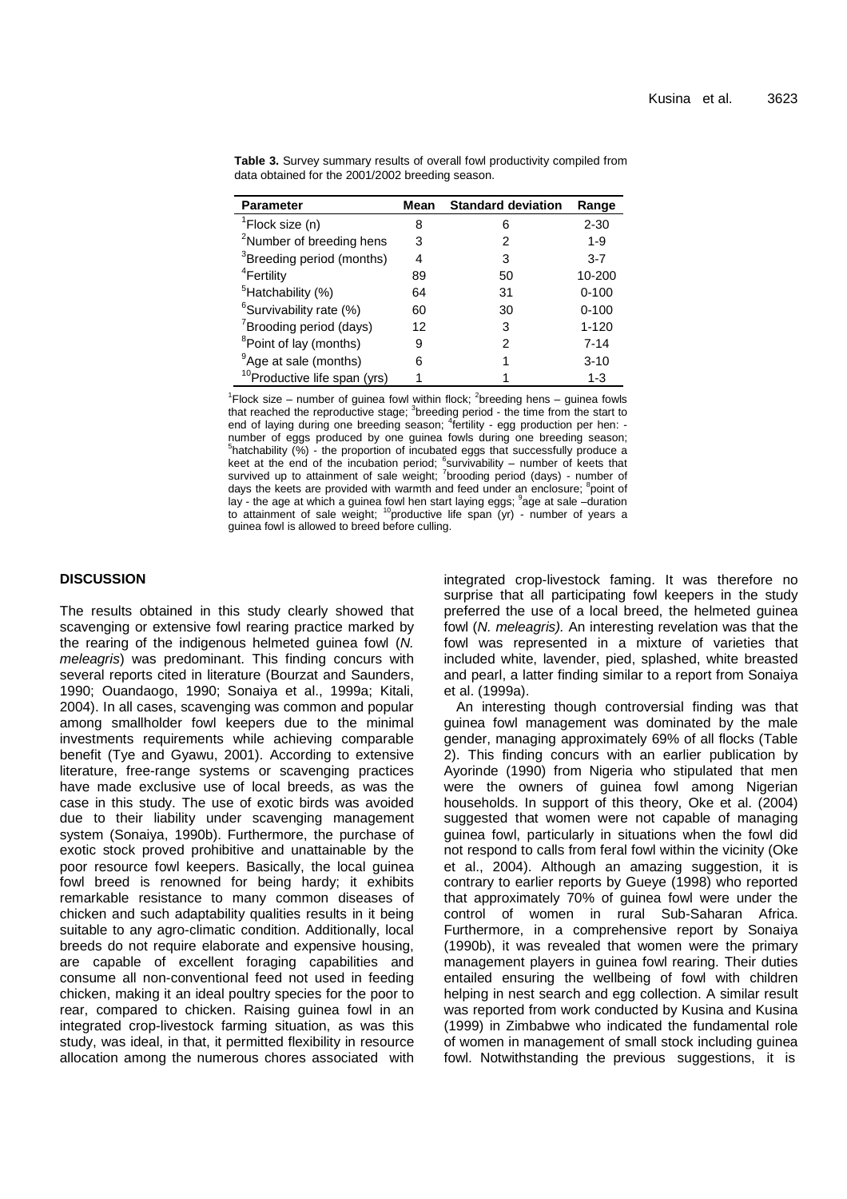**Table 3.** Survey summary results of overall fowl productivity compiled from data obtained for the 2001/2002 breeding season.

| Parameter | Mean | Standard deviation | Range |
|---|---|---|---|
| [1]Flock size (n) | 8 | 6 | 2-30 |
| [2]Number of breeding hens | 3 | 2 | 1-9 |
| [3]Breeding period (months) | 4 | 3 | 3-7 |
| [4]Fertility | 89 | 50 | 10-200 |
| [5]Hatchability (%) | 64 | 31 | 0-100 |
| [6]Survivability rate (%) | 60 | 30 | 0-100 |
| [7]Brooding period (days) | 12 | 3 | 1-120 |
| [8]Point of lay (months) | 9 | 2 | 7-14 |
| [9]Age at sale (months) | 6 | 1 | 3-10 |
| [10]Productive life span (yrs) | 1 | 1 | 1-3 |

[1]Flock size – number of guinea fowl within flock; [2]breeding hens – guinea fowls that reached the reproductive stage; [3]breeding period - the time from the start to end of laying during one breeding season; [4]fertility - egg production per hen: - number of eggs produced by one guinea fowls during one breeding season; [5]hatchability (%) - the proportion of incubated eggs that successfully produce a keet at the end of the incubation period; [6]survivability – number of keets that survived up to attainment of sale weight; [7]brooding period (days) - number of days the keets are provided with warmth and feed under an enclosure; [8]point of lay - the age at which a guinea fowl hen start laying eggs; [9]age at sale –duration to attainment of sale weight; [10]productive life span (yr) - number of years a guinea fowl is allowed to breed before culling.

## DISCUSSION

The results obtained in this study clearly showed that scavenging or extensive fowl rearing practice marked by the rearing of the indigenous helmeted guinea fowl (*N. meleagris*) was predominant. This finding concurs with several reports cited in literature (Bourzat and Saunders, 1990; Ouandaogo, 1990; Sonaiya et al., 1999a; Kitali, 2004). In all cases, scavenging was common and popular among smallholder fowl keepers due to the minimal investments requirements while achieving comparable benefit (Tye and Gyawu, 2001). According to extensive literature, free-range systems or scavenging practices have made exclusive use of local breeds, as was the case in this study. The use of exotic birds was avoided due to their liability under scavenging management system (Sonaiya, 1990b). Furthermore, the purchase of exotic stock proved prohibitive and unattainable by the poor resource fowl keepers. Basically, the local guinea fowl breed is renowned for being hardy; it exhibits remarkable resistance to many common diseases of chicken and such adaptability qualities results in it being suitable to any agro-climatic condition. Additionally, local breeds do not require elaborate and expensive housing, are capable of excellent foraging capabilities and consume all non-conventional feed not used in feeding chicken, making it an ideal poultry species for the poor to rear, compared to chicken. Raising guinea fowl in an integrated crop-livestock farming situation, as was this study, was ideal, in that, it permitted flexibility in resource allocation among the numerous chores associated with integrated crop-livestock faming. It was therefore no surprise that all participating fowl keepers in the study preferred the use of a local breed, the helmeted guinea fowl (*N. meleagris).* An interesting revelation was that the fowl was represented in a mixture of varieties that included white, lavender, pied, splashed, white breasted and pearl, a latter finding similar to a report from Sonaiya et al. (1999a).

An interesting though controversial finding was that guinea fowl management was dominated by the male gender, managing approximately 69% of all flocks (Table 2). This finding concurs with an earlier publication by Ayorinde (1990) from Nigeria who stipulated that men were the owners of guinea fowl among Nigerian households. In support of this theory, Oke et al. (2004) suggested that women were not capable of managing guinea fowl, particularly in situations when the fowl did not respond to calls from feral fowl within the vicinity (Oke et al., 2004). Although an amazing suggestion, it is contrary to earlier reports by Gueye (1998) who reported that approximately 70% of guinea fowl were under the control of women in rural Sub-Saharan Africa. Furthermore, in a comprehensive report by Sonaiya (1990b), it was revealed that women were the primary management players in guinea fowl rearing. Their duties entailed ensuring the wellbeing of fowl with children helping in nest search and egg collection. A similar result was reported from work conducted by Kusina and Kusina (1999) in Zimbabwe who indicated the fundamental role of women in management of small stock including guinea fowl. Notwithstanding the previous suggestions, it is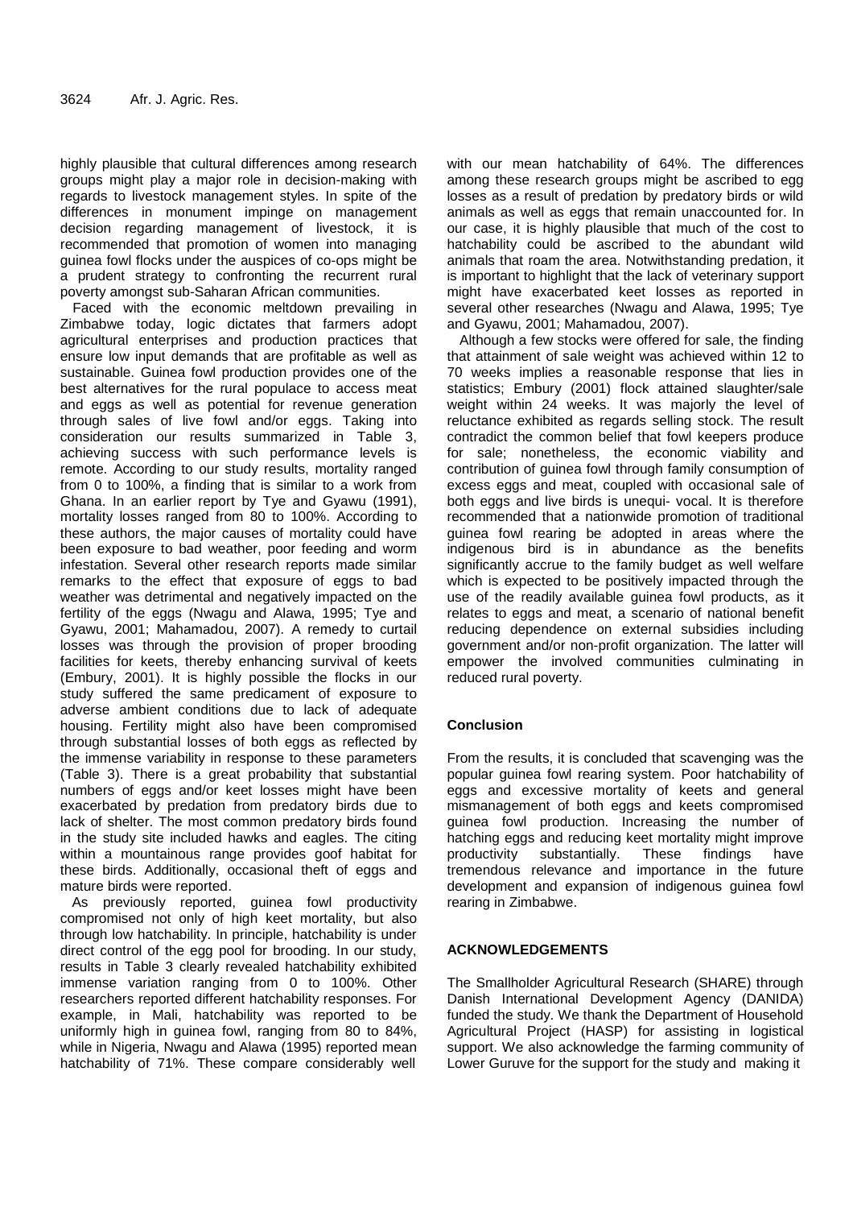highly plausible that cultural differences among research groups might play a major role in decision-making with regards to livestock management styles. In spite of the differences in monument impinge on management decision regarding management of livestock, it is recommended that promotion of women into managing guinea fowl flocks under the auspices of co-ops might be a prudent strategy to confronting the recurrent rural poverty amongst sub-Saharan African communities.

Faced with the economic meltdown prevailing in Zimbabwe today, logic dictates that farmers adopt agricultural enterprises and production practices that ensure low input demands that are profitable as well as sustainable. Guinea fowl production provides one of the best alternatives for the rural populace to access meat and eggs as well as potential for revenue generation through sales of live fowl and/or eggs. Taking into consideration our results summarized in Table 3, achieving success with such performance levels is remote. According to our study results, mortality ranged from 0 to 100%, a finding that is similar to a work from Ghana. In an earlier report by Tye and Gyawu (1991), mortality losses ranged from 80 to 100%. According to these authors, the major causes of mortality could have been exposure to bad weather, poor feeding and worm infestation. Several other research reports made similar remarks to the effect that exposure of eggs to bad weather was detrimental and negatively impacted on the fertility of the eggs (Nwagu and Alawa, 1995; Tye and Gyawu, 2001; Mahamadou, 2007). A remedy to curtail losses was through the provision of proper brooding facilities for keets, thereby enhancing survival of keets (Embury, 2001). It is highly possible the flocks in our study suffered the same predicament of exposure to adverse ambient conditions due to lack of adequate housing. Fertility might also have been compromised through substantial losses of both eggs as reflected by the immense variability in response to these parameters (Table 3). There is a great probability that substantial numbers of eggs and/or keet losses might have been exacerbated by predation from predatory birds due to lack of shelter. The most common predatory birds found in the study site included hawks and eagles. The citing within a mountainous range provides goof habitat for these birds. Additionally, occasional theft of eggs and mature birds were reported.

As previously reported, guinea fowl productivity compromised not only of high keet mortality, but also through low hatchability. In principle, hatchability is under direct control of the egg pool for brooding. In our study, results in Table 3 clearly revealed hatchability exhibited immense variation ranging from 0 to 100%. Other researchers reported different hatchability responses. For example, in Mali, hatchability was reported to be uniformly high in guinea fowl, ranging from 80 to 84%, while in Nigeria, Nwagu and Alawa (1995) reported mean hatchability of 71%. These compare considerably well with our mean hatchability of 64%. The differences among these research groups might be ascribed to egg losses as a result of predation by predatory birds or wild animals as well as eggs that remain unaccounted for. In our case, it is highly plausible that much of the cost to hatchability could be ascribed to the abundant wild animals that roam the area. Notwithstanding predation, it is important to highlight that the lack of veterinary support might have exacerbated keet losses as reported in several other researches (Nwagu and Alawa, 1995; Tye and Gyawu, 2001; Mahamadou, 2007).

Although a few stocks were offered for sale, the finding that attainment of sale weight was achieved within 12 to 70 weeks implies a reasonable response that lies in statistics; Embury (2001) flock attained slaughter/sale weight within 24 weeks. It was majorly the level of reluctance exhibited as regards selling stock. The result contradict the common belief that fowl keepers produce for sale; nonetheless, the economic viability and contribution of guinea fowl through family consumption of excess eggs and meat, coupled with occasional sale of both eggs and live birds is unequi- vocal. It is therefore recommended that a nationwide promotion of traditional guinea fowl rearing be adopted in areas where the indigenous bird is in abundance as the benefits significantly accrue to the family budget as well welfare which is expected to be positively impacted through the use of the readily available guinea fowl products, as it relates to eggs and meat, a scenario of national benefit reducing dependence on external subsidies including government and/or non-profit organization. The latter will empower the involved communities culminating in reduced rural poverty.

## Conclusion

From the results, it is concluded that scavenging was the popular guinea fowl rearing system. Poor hatchability of eggs and excessive mortality of keets and general mismanagement of both eggs and keets compromised guinea fowl production. Increasing the number of hatching eggs and reducing keet mortality might improve productivity substantially. These findings have tremendous relevance and importance in the future development and expansion of indigenous guinea fowl rearing in Zimbabwe.

## ACKNOWLEDGEMENTS

The Smallholder Agricultural Research (SHARE) through Danish International Development Agency (DANIDA) funded the study. We thank the Department of Household Agricultural Project (HASP) for assisting in logistical support. We also acknowledge the farming community of Lower Guruve for the support for the study and making it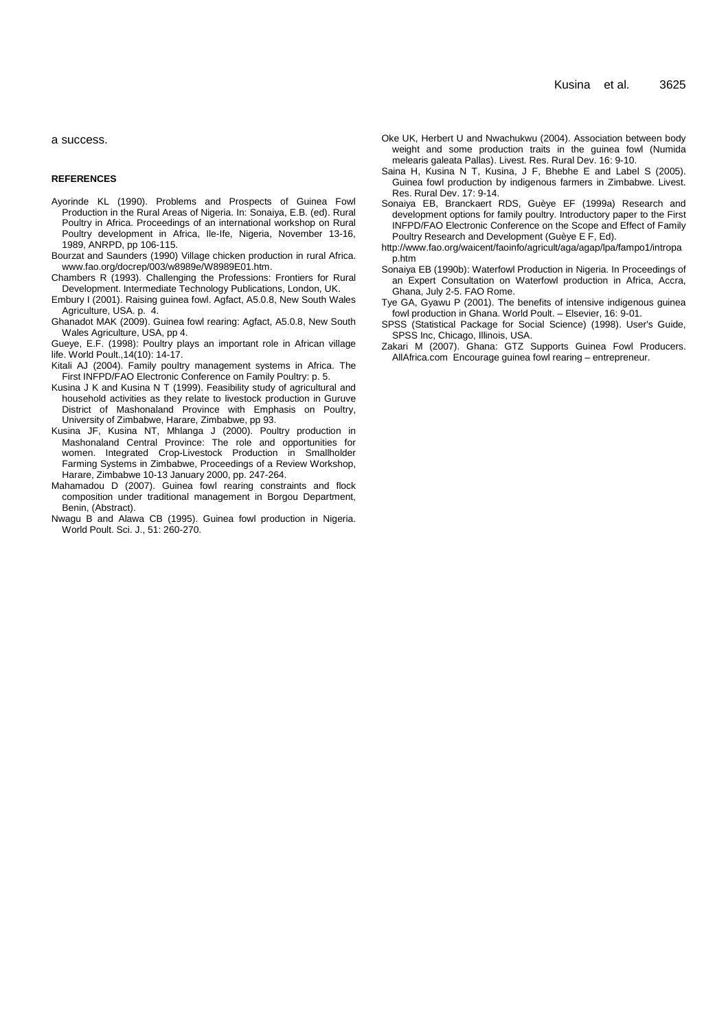a success.

**REFERENCES**

Ayorinde KL (1990). Problems and Prospects of Guinea Fowl Production in the Rural Areas of Nigeria. In: Sonaiya, E.B. (ed). Rural Poultry in Africa. Proceedings of an international workshop on Rural Poultry development in Africa, Ile-Ife, Nigeria, November 13-16, 1989, ANRPD, pp 106-115.

Bourzat and Saunders (1990) Village chicken production in rural Africa. www.fao.org/docrep/003/w8989e/W8989E01.htm.

Chambers R (1993). Challenging the Professions: Frontiers for Rural Development. Intermediate Technology Publications, London, UK.

Embury I (2001). Raising guinea fowl. Agfact, A5.0.8, New South Wales Agriculture, USA. p. 4.

Ghanadot MAK (2009). Guinea fowl rearing: Agfact, A5.0.8, New South Wales Agriculture, USA, pp 4.

Gueye, E.F. (1998): Poultry plays an important role in African village life. World Poult.,14(10): 14-17.

Kitali AJ (2004). Family poultry management systems in Africa. The First INFPD/FAO Electronic Conference on Family Poultry: p. 5.

Kusina J K and Kusina N T (1999). Feasibility study of agricultural and household activities as they relate to livestock production in Guruve District of Mashonaland Province with Emphasis on Poultry, University of Zimbabwe, Harare, Zimbabwe, pp 93.

Kusina JF, Kusina NT, Mhlanga J (2000). Poultry production in Mashonaland Central Province: The role and opportunities for women. Integrated Crop-Livestock Production in Smallholder Farming Systems in Zimbabwe, Proceedings of a Review Workshop, Harare, Zimbabwe 10-13 January 2000, pp. 247-264.

Mahamadou D (2007). Guinea fowl rearing constraints and flock composition under traditional management in Borgou Department, Benin, (Abstract).

Nwagu B and Alawa CB (1995). Guinea fowl production in Nigeria. World Poult. Sci. J., 51: 260-270.

Oke UK, Herbert U and Nwachukwu (2004). Association between body weight and some production traits in the guinea fowl (Numida melearis galeata Pallas). Livest. Res. Rural Dev. 16: 9-10.

Saina H, Kusina N T, Kusina, J F, Bhebhe E and Label S (2005). Guinea fowl production by indigenous farmers in Zimbabwe. Livest. Res. Rural Dev. 17: 9-14.

Sonaiya EB, Branckaert RDS, Guèye EF (1999a) Research and development options for family poultry. Introductory paper to the First INFPD/FAO Electronic Conference on the Scope and Effect of Family Poultry Research and Development (Guèye E F, Ed).

http://www.fao.org/waicent/faoinfo/agricult/aga/agap/lpa/fampo1/intropap.htm

Sonaiya EB (1990b): Waterfowl Production in Nigeria. In Proceedings of an Expert Consultation on Waterfowl production in Africa, Accra, Ghana, July 2-5. FAO Rome.

Tye GA, Gyawu P (2001). The benefits of intensive indigenous guinea fowl production in Ghana. World Poult. – Elsevier, 16: 9-01.

SPSS (Statistical Package for Social Science) (1998). User's Guide, SPSS Inc, Chicago, Illinois, USA.

Zakari M (2007). Ghana: GTZ Supports Guinea Fowl Producers. AllAfrica.com Encourage guinea fowl rearing – entrepreneur.